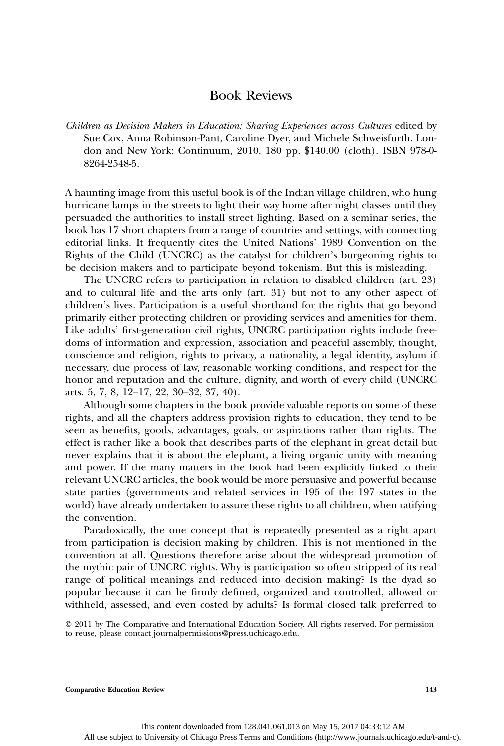# Book Reviews

*Children as Decision Makers in Education: Sharing Experiences across Cultures* edited by Sue Cox, Anna Robinson-Pant, Caroline Dyer, and Michele Schweisfurth. London and New York: Continuum, 2010. 180 pp. $140.00 (cloth). ISBN 978-0-8264-2548-5.

A haunting image from this useful book is of the Indian village children, who hung hurricane lamps in the streets to light their way home after night classes until they persuaded the authorities to install street lighting. Based on a seminar series, the book has 17 short chapters from a range of countries and settings, with connecting editorial links. It frequently cites the United Nations' 1989 Convention on the Rights of the Child (UNCRC) as the catalyst for children's burgeoning rights to be decision makers and to participate beyond tokenism. But this is misleading.

The UNCRC refers to participation in relation to disabled children (art. 23) and to cultural life and the arts only (art. 31) but not to any other aspect of children's lives. Participation is a useful shorthand for the rights that go beyond primarily either protecting children or providing services and amenities for them. Like adults' first-generation civil rights, UNCRC participation rights include freedoms of information and expression, association and peaceful assembly, thought, conscience and religion, rights to privacy, a nationality, a legal identity, asylum if necessary, due process of law, reasonable working conditions, and respect for the honor and reputation and the culture, dignity, and worth of every child (UNCRC arts. 5, 7, 8, 12–17, 22, 30–32, 37, 40).

Although some chapters in the book provide valuable reports on some of these rights, and all the chapters address provision rights to education, they tend to be seen as benefits, goods, advantages, goals, or aspirations rather than rights. The effect is rather like a book that describes parts of the elephant in great detail but never explains that it is about the elephant, a living organic unity with meaning and power. If the many matters in the book had been explicitly linked to their relevant UNCRC articles, the book would be more persuasive and powerful because state parties (governments and related services in 195 of the 197 states in the world) have already undertaken to assure these rights to all children, when ratifying the convention.

Paradoxically, the one concept that is repeatedly presented as a right apart from participation is decision making by children. This is not mentioned in the convention at all. Questions therefore arise about the widespread promotion of the mythic pair of UNCRC rights. Why is participation so often stripped of its real range of political meanings and reduced into decision making? Is the dyad so popular because it can be firmly defined, organized and controlled, allowed or withheld, assessed, and even costed by adults? Is formal closed talk preferred to

© 2011 by The Comparative and International Education Society. All rights reserved. For permission to reuse, please contact journalpermissions@press.uchicago.edu.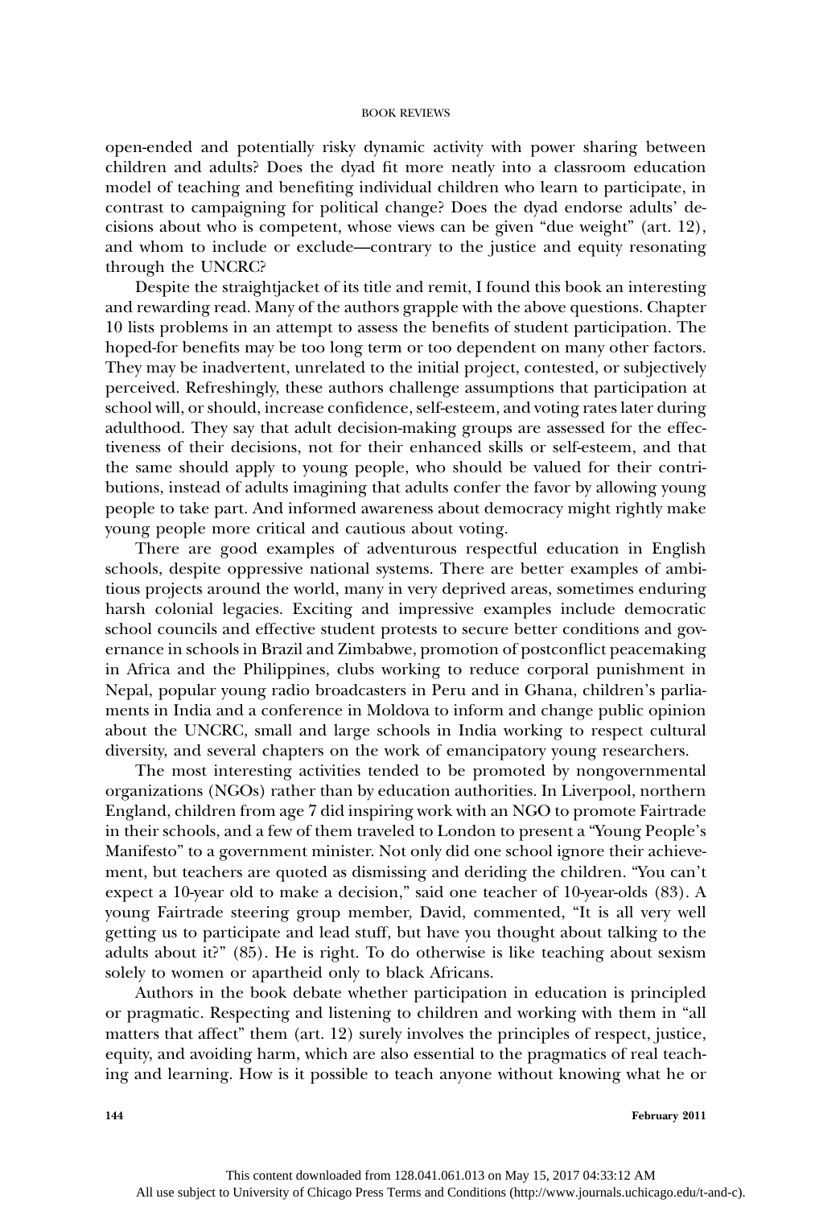open-ended and potentially risky dynamic activity with power sharing between children and adults? Does the dyad fit more neatly into a classroom education model of teaching and benefiting individual children who learn to participate, in contrast to campaigning for political change? Does the dyad endorse adults' decisions about who is competent, whose views can be given "due weight" (art. 12), and whom to include or exclude—contrary to the justice and equity resonating through the UNCRC?

Despite the straightjacket of its title and remit, I found this book an interesting and rewarding read. Many of the authors grapple with the above questions. Chapter 10 lists problems in an attempt to assess the benefits of student participation. The hoped-for benefits may be too long term or too dependent on many other factors. They may be inadvertent, unrelated to the initial project, contested, or subjectively perceived. Refreshingly, these authors challenge assumptions that participation at school will, or should, increase confidence, self-esteem, and voting rates later during adulthood. They say that adult decision-making groups are assessed for the effectiveness of their decisions, not for their enhanced skills or self-esteem, and that the same should apply to young people, who should be valued for their contributions, instead of adults imagining that adults confer the favor by allowing young people to take part. And informed awareness about democracy might rightly make young people more critical and cautious about voting.

There are good examples of adventurous respectful education in English schools, despite oppressive national systems. There are better examples of ambitious projects around the world, many in very deprived areas, sometimes enduring harsh colonial legacies. Exciting and impressive examples include democratic school councils and effective student protests to secure better conditions and governance in schools in Brazil and Zimbabwe, promotion of postconflict peacemaking in Africa and the Philippines, clubs working to reduce corporal punishment in Nepal, popular young radio broadcasters in Peru and in Ghana, children's parliaments in India and a conference in Moldova to inform and change public opinion about the UNCRC, small and large schools in India working to respect cultural diversity, and several chapters on the work of emancipatory young researchers.

The most interesting activities tended to be promoted by nongovernmental organizations (NGOs) rather than by education authorities. In Liverpool, northern England, children from age 7 did inspiring work with an NGO to promote Fairtrade in their schools, and a few of them traveled to London to present a "Young People's Manifesto" to a government minister. Not only did one school ignore their achievement, but teachers are quoted as dismissing and deriding the children. "You can't expect a 10-year old to make a decision," said one teacher of 10-year-olds (83). A young Fairtrade steering group member, David, commented, "It is all very well getting us to participate and lead stuff, but have you thought about talking to the adults about it?" (85). He is right. To do otherwise is like teaching about sexism solely to women or apartheid only to black Africans.

Authors in the book debate whether participation in education is principled or pragmatic. Respecting and listening to children and working with them in "all matters that affect" them (art. 12) surely involves the principles of respect, justice, equity, and avoiding harm, which are also essential to the pragmatics of real teaching and learning. How is it possible to teach anyone without knowing what he or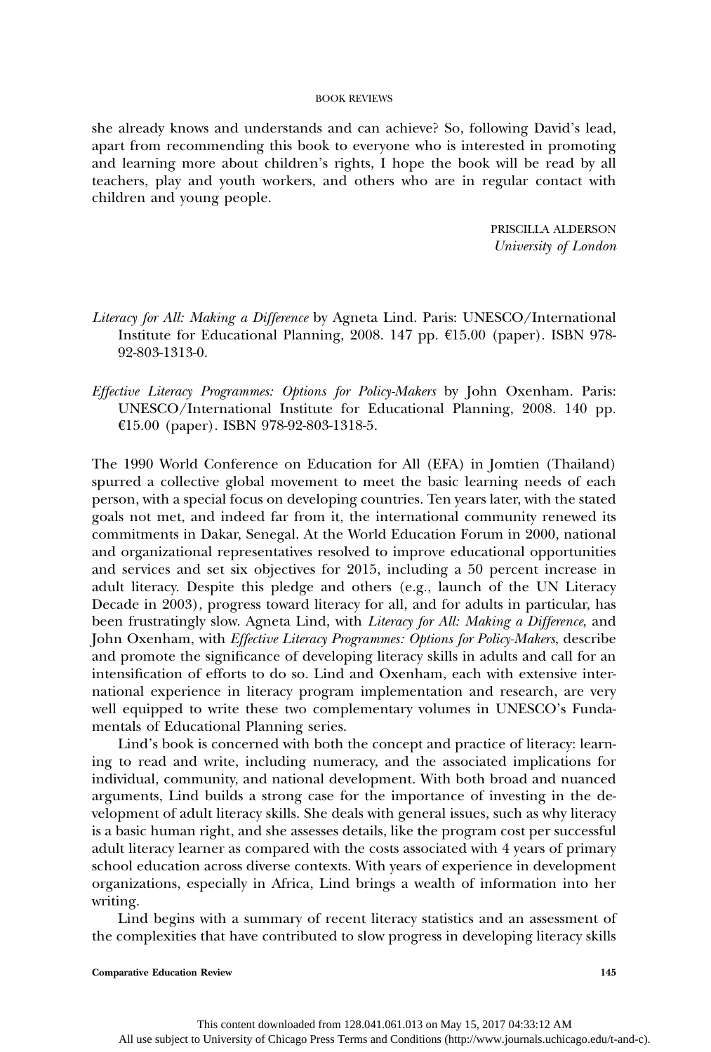she already knows and understands and can achieve? So, following David's lead, apart from recommending this book to everyone who is interested in promoting and learning more about children's rights, I hope the book will be read by all teachers, play and youth workers, and others who are in regular contact with children and young people.

PRISCILLA ALDERSON
*University of London*

*Literacy for All: Making a Difference* by Agneta Lind. Paris: UNESCO/International Institute for Educational Planning, 2008. 147 pp. €15.00 (paper). ISBN 978-92-803-1313-0.

*Effective Literacy Programmes: Options for Policy-Makers* by John Oxenham. Paris: UNESCO/International Institute for Educational Planning, 2008. 140 pp. €15.00 (paper). ISBN 978-92-803-1318-5.

The 1990 World Conference on Education for All (EFA) in Jomtien (Thailand) spurred a collective global movement to meet the basic learning needs of each person, with a special focus on developing countries. Ten years later, with the stated goals not met, and indeed far from it, the international community renewed its commitments in Dakar, Senegal. At the World Education Forum in 2000, national and organizational representatives resolved to improve educational opportunities and services and set six objectives for 2015, including a 50 percent increase in adult literacy. Despite this pledge and others (e.g., launch of the UN Literacy Decade in 2003), progress toward literacy for all, and for adults in particular, has been frustratingly slow. Agneta Lind, with *Literacy for All: Making a Difference*, and John Oxenham, with *Effective Literacy Programmes: Options for Policy-Makers*, describe and promote the significance of developing literacy skills in adults and call for an intensification of efforts to do so. Lind and Oxenham, each with extensive international experience in literacy program implementation and research, are very well equipped to write these two complementary volumes in UNESCO's Fundamentals of Educational Planning series.

Lind's book is concerned with both the concept and practice of literacy: learning to read and write, including numeracy, and the associated implications for individual, community, and national development. With both broad and nuanced arguments, Lind builds a strong case for the importance of investing in the development of adult literacy skills. She deals with general issues, such as why literacy is a basic human right, and she assesses details, like the program cost per successful adult literacy learner as compared with the costs associated with 4 years of primary school education across diverse contexts. With years of experience in development organizations, especially in Africa, Lind brings a wealth of information into her writing.

Lind begins with a summary of recent literacy statistics and an assessment of the complexities that have contributed to slow progress in developing literacy skills